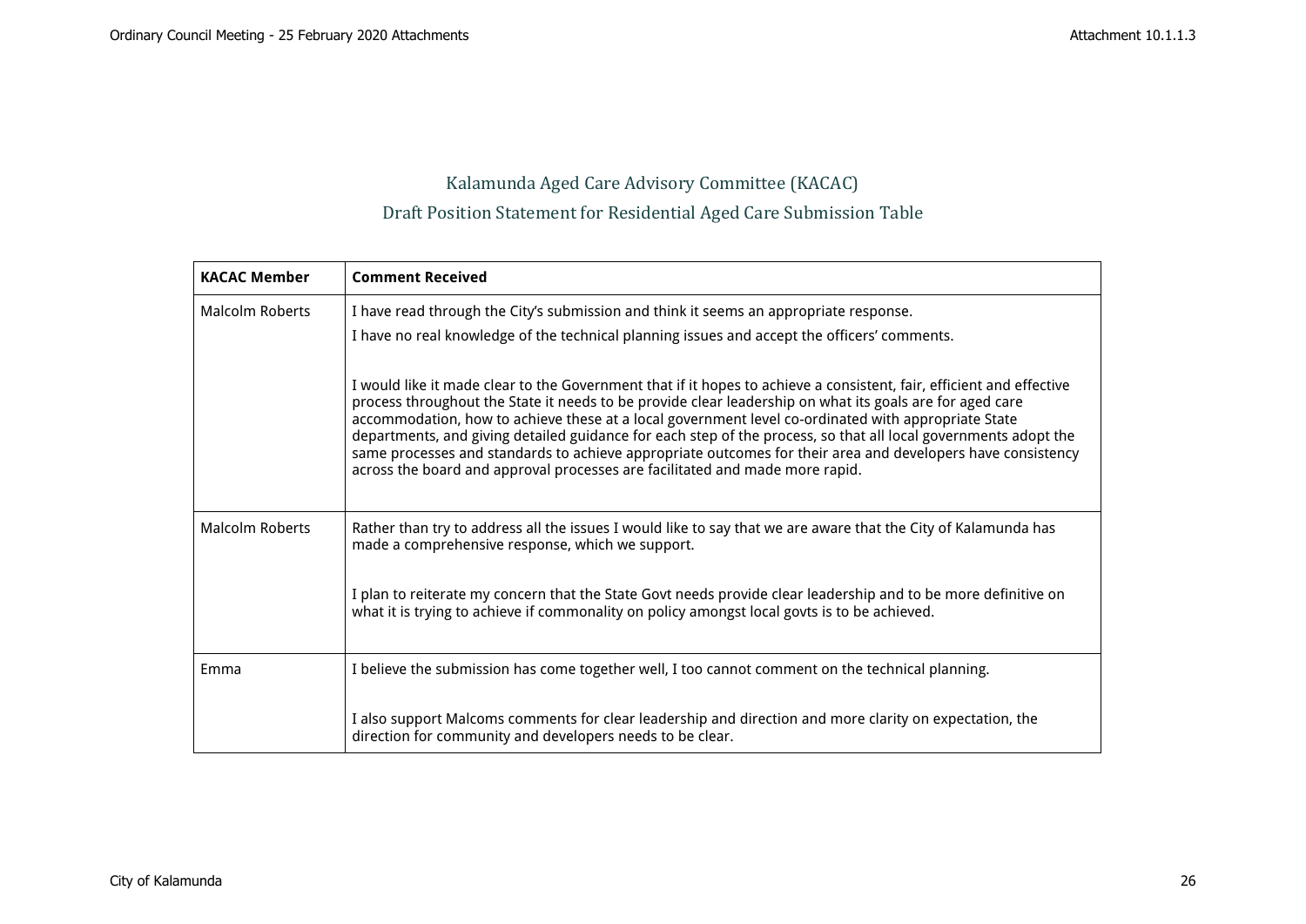# Kalamunda Aged Care Advisory Committee (KACAC)

## Draft Position Statement for Residential Aged Care Submission Table

| KACAC Member | Comment Received |
| --- | --- |
| Malcolm Roberts | I have read through the City's submission and think it seems an appropriate response.<br>I have no real knowledge of the technical planning issues and accept the officers' comments.<br><br>I would like it made clear to the Government that if it hopes to achieve a consistent, fair, efficient and effective process throughout the State it needs to be provide clear leadership on what its goals are for aged care accommodation, how to achieve these at a local government level co-ordinated with appropriate State departments, and giving detailed guidance for each step of the process, so that all local governments adopt the same processes and standards to achieve appropriate outcomes for their area and developers have consistency across the board and approval processes are facilitated and made more rapid. |
| Malcolm Roberts | Rather than try to address all the issues I would like to say that we are aware that the City of Kalamunda has made a comprehensive response, which we support.<br><br>I plan to reiterate my concern that the State Govt needs provide clear leadership and to be more definitive on what it is trying to achieve if commonality on policy amongst local govts is to be achieved. |
| Emma | I believe the submission has come together well, I too cannot comment on the technical planning.<br><br>I also support Malcoms comments for clear leadership and direction and more clarity on expectation, the direction for community and developers needs to be clear. |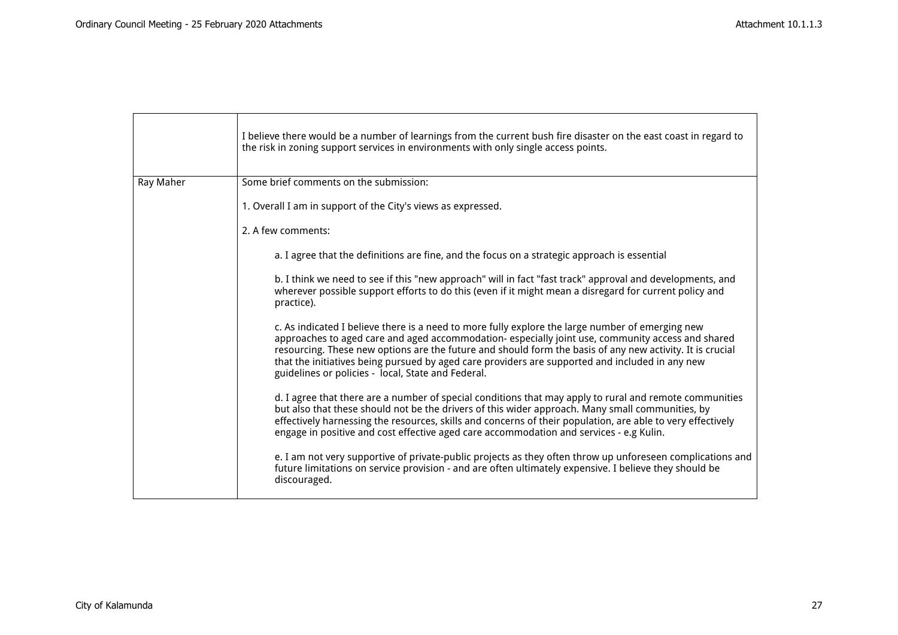| | |
|---|---|
| | I believe there would be a number of learnings from the current bush fire disaster on the east coast in regard to the risk in zoning support services in environments with only single access points. |
| Ray Maher | Some brief comments on the submission:<br><br>1. Overall I am in support of the City's views as expressed.<br><br>2. A few comments:<br><br>a. I agree that the definitions are fine, and the focus on a strategic approach is essential<br><br>b. I think we need to see if this "new approach" will in fact "fast track" approval and developments, and wherever possible support efforts to do this (even if it might mean a disregard for current policy and practice).<br><br>c. As indicated I believe there is a need to more fully explore the large number of emerging new approaches to aged care and aged accommodation- especially joint use, community access and shared resourcing. These new options are the future and should form the basis of any new activity. It is crucial that the initiatives being pursued by aged care providers are supported and included in any new guidelines or policies - local, State and Federal.<br><br>d. I agree that there are a number of special conditions that may apply to rural and remote communities but also that these should not be the drivers of this wider approach. Many small communities, by effectively harnessing the resources, skills and concerns of their population, are able to very effectively engage in positive and cost effective aged care accommodation and services - e.g Kulin.<br><br>e. I am not very supportive of private-public projects as they often throw up unforeseen complications and future limitations on service provision - and are often ultimately expensive. I believe they should be discouraged. |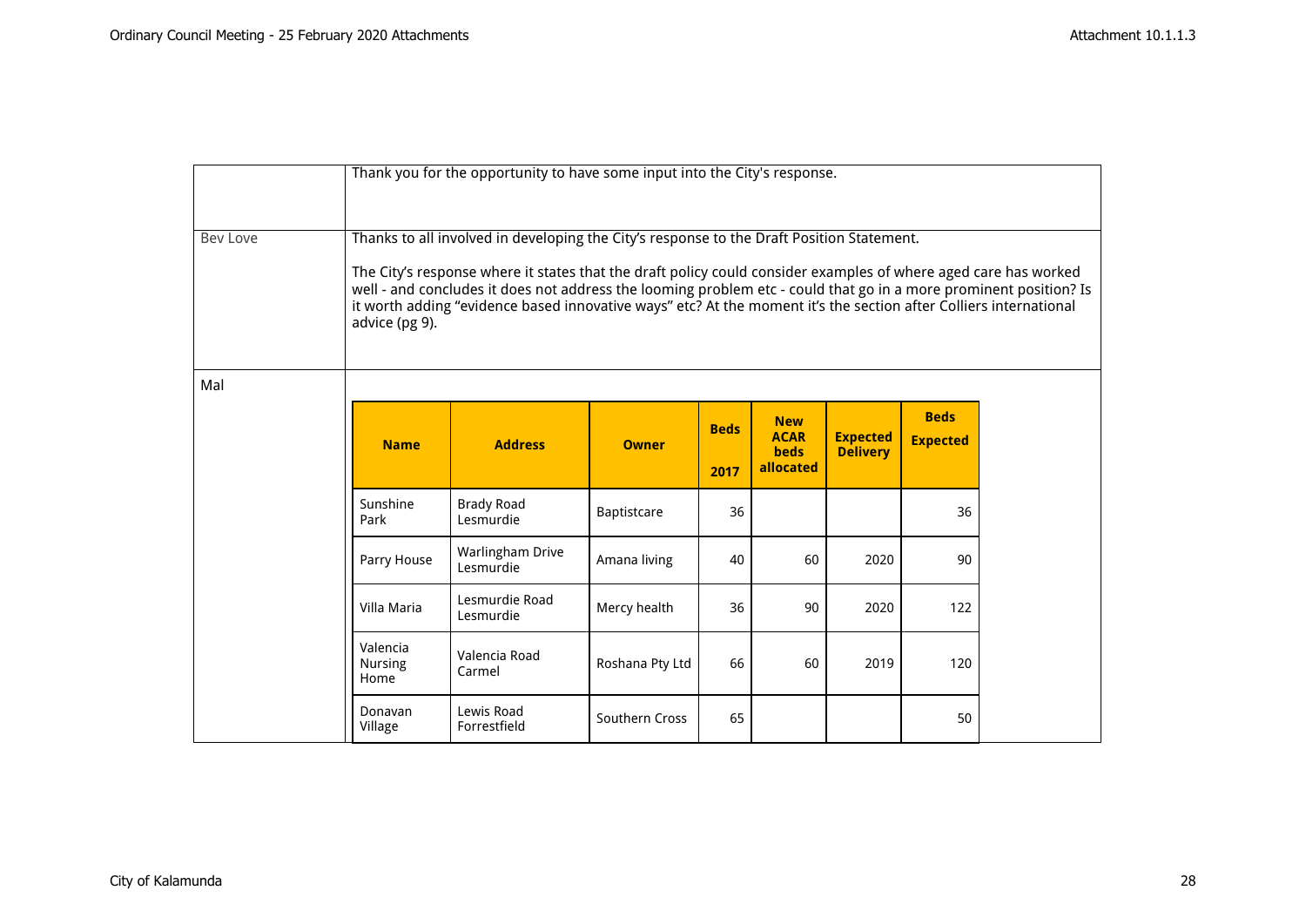| | |
|---|---|
| | Thank you for the opportunity to have some input into the City's response. |
| Bev Love | Thanks to all involved in developing the City's response to the Draft Position Statement.<br><br>The City's response where it states that the draft policy could consider examples of where aged care has worked well - and concludes it does not address the looming problem etc - could that go in a more prominent position? Is it worth adding "evidence based innovative ways" etc? At the moment it's the section after Colliers international advice (pg 9). |
| Mal | |

| Name | Address | Owner | Beds 2017 | New ACAR beds allocated | Expected Delivery | Beds Expected |
|---|---|---|---|---|---|---|
| Sunshine Park | Brady Road Lesmurdie | Baptistcare | 36 | | | 36 |
| Parry House | Warlingham Drive Lesmurdie | Amana living | 40 | 60 | 2020 | 90 |
| Villa Maria | Lesmurdie Road Lesmurdie | Mercy health | 36 | 90 | 2020 | 122 |
| Valencia Nursing Home | Valencia Road Carmel | Roshana Pty Ltd | 66 | 60 | 2019 | 120 |
| Donavan Village | Lewis Road Forrestfield | Southern Cross | 65 | | | 50 |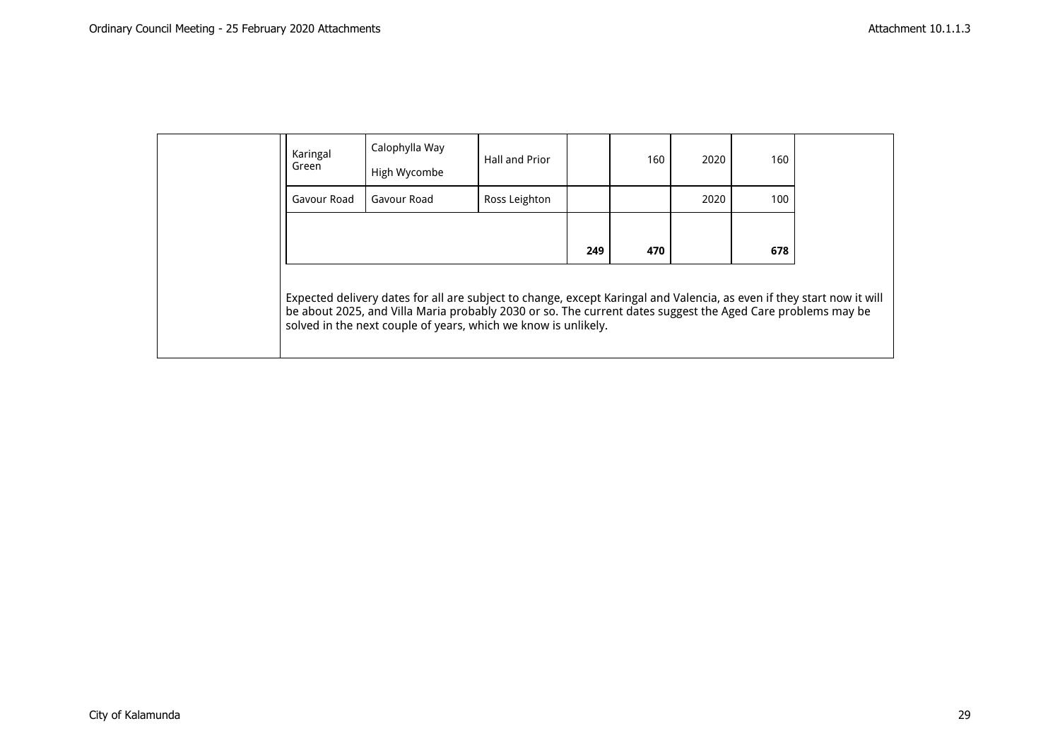| | | | | | | |
|---|---|---|---|---|---|---|
| Karingal Green | Calophylla Way<br>High Wycombe | Hall and Prior | | 160 | 2020 | 160 |
| Gavour Road | Gavour Road | Ross Leighton | | | 2020 | 100 |
| | | | **249** | **470** | | **678** |

Expected delivery dates for all are subject to change, except Karingal and Valencia, as even if they start now it will be about 2025, and Villa Maria probably 2030 or so. The current dates suggest the Aged Care problems may be solved in the next couple of years, which we know is unlikely.